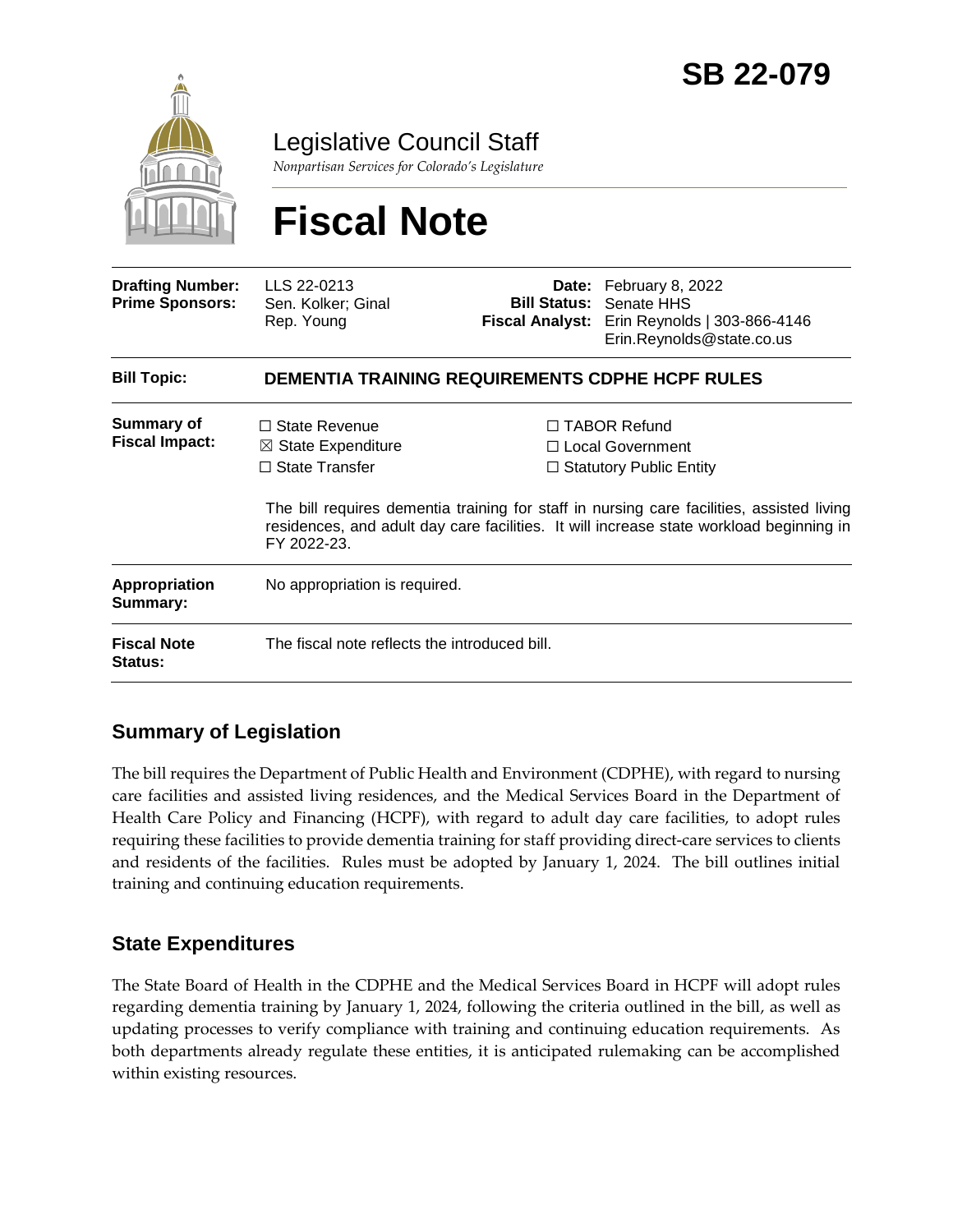# SB 22-079

Legislative Council Staff

*Nonpartisan Services for Colorado's Legislature*

# Fiscal Note

| | | | |
|---|---|---|---|
| **Drafting Number:** | LLS 22-0213 | **Date:** | February 8, 2022 |
| **Prime Sponsors:** | Sen. Kolker; Ginal<br>Rep. Young | **Bill Status:** | Senate HHS |
| | | **Fiscal Analyst:** | Erin Reynolds \| 303-866-4146<br>Erin.Reynolds@state.co.us |

| | |
|---|---|
| **Bill Topic:** | **DEMENTIA TRAINING REQUIREMENTS CDPHE HCPF RULES** |
| **Summary of Fiscal Impact:** | ☐ State Revenue ☒ State Expenditure ☐ State Transfer ☐ TABOR Refund ☐ Local Government ☐ Statutory Public Entity<br><br>The bill requires dementia training for staff in nursing care facilities, assisted living residences, and adult day care facilities. It will increase state workload beginning in FY 2022-23. |
| **Appropriation Summary:** | No appropriation is required. |
| **Fiscal Note Status:** | The fiscal note reflects the introduced bill. |

## Summary of Legislation

The bill requires the Department of Public Health and Environment (CDPHE), with regard to nursing care facilities and assisted living residences, and the Medical Services Board in the Department of Health Care Policy and Financing (HCPF), with regard to adult day care facilities, to adopt rules requiring these facilities to provide dementia training for staff providing direct-care services to clients and residents of the facilities. Rules must be adopted by January 1, 2024. The bill outlines initial training and continuing education requirements.

## State Expenditures

The State Board of Health in the CDPHE and the Medical Services Board in HCPF will adopt rules regarding dementia training by January 1, 2024, following the criteria outlined in the bill, as well as updating processes to verify compliance with training and continuing education requirements. As both departments already regulate these entities, it is anticipated rulemaking can be accomplished within existing resources.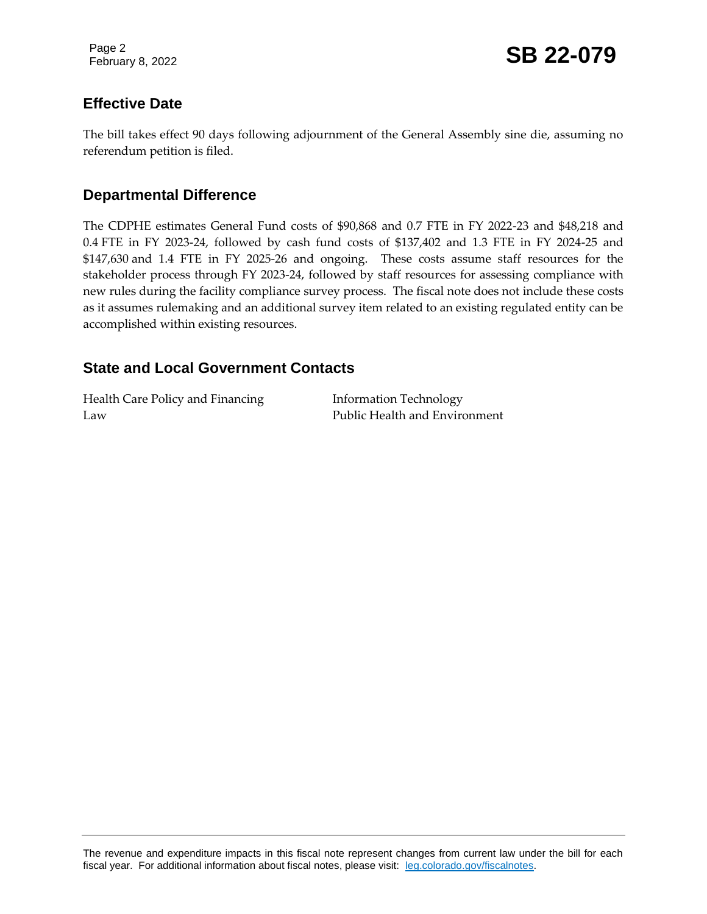## Effective Date

The bill takes effect 90 days following adjournment of the General Assembly sine die, assuming no referendum petition is filed.

## Departmental Difference

The CDPHE estimates General Fund costs of $90,868 and 0.7 FTE in FY 2022-23 and $48,218 and 0.4 FTE in FY 2023-24, followed by cash fund costs of $137,402 and 1.3 FTE in FY 2024-25 and $147,630 and 1.4 FTE in FY 2025-26 and ongoing. These costs assume staff resources for the stakeholder process through FY 2023-24, followed by staff resources for assessing compliance with new rules during the facility compliance survey process. The fiscal note does not include these costs as it assumes rulemaking and an additional survey item related to an existing regulated entity can be accomplished within existing resources.

## State and Local Government Contacts

Health Care Policy and Financing
Information Technology
Law
Public Health and Environment

The revenue and expenditure impacts in this fiscal note represent changes from current law under the bill for each fiscal year. For additional information about fiscal notes, please visit: leg.colorado.gov/fiscalnotes.